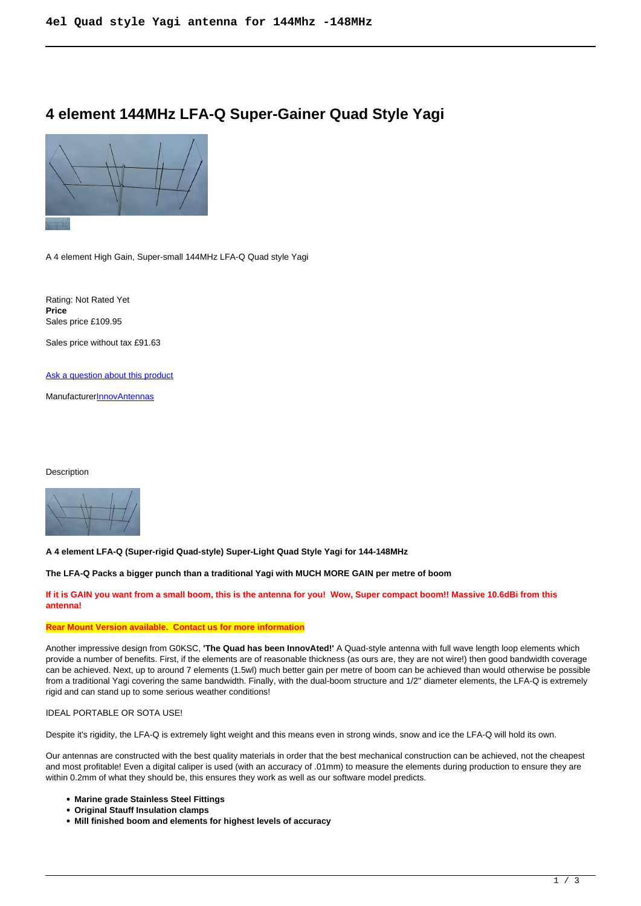# 4 element 144MHz LFA-Q Super-Gainer Quad Style Yagi

A 4 element High Gain, Super-small 144MHz LFA-Q Quad style Yagi

Rating: Not Rated Yet
**Price**
Sales price £109.95

Sales price without tax £91.63

Ask a question about this product

ManufacturerInnovAntennas

Description

**A 4 element LFA-Q (Super-rigid Quad-style) Super-Light Quad Style Yagi for 144-148MHz**

**The LFA-Q Packs a bigger punch than a traditional Yagi with MUCH MORE GAIN per metre of boom**

**If it is GAIN you want from a small boom, this is the antenna for you! Wow, Super compact boom!! Massive 10.6dBi from this antenna!**

**Rear Mount Version available. Contact us for more information**

Another impressive design from G0KSC, **'The Quad has been InnovAted!'** A Quad-style antenna with full wave length loop elements which provide a number of benefits. First, if the elements are of reasonable thickness (as ours are, they are not wire!) then good bandwidth coverage can be achieved. Next, up to around 7 elements (1.5wl) much better gain per metre of boom can be achieved than would otherwise be possible from a traditional Yagi covering the same bandwidth. Finally, with the dual-boom structure and 1/2'' diameter elements, the LFA-Q is extremely rigid and can stand up to some serious weather conditions!

IDEAL PORTABLE OR SOTA USE!

Despite it's rigidity, the LFA-Q is extremely light weight and this means even in strong winds, snow and ice the LFA-Q will hold its own.

Our antennas are constructed with the best quality materials in order that the best mechanical construction can be achieved, not the cheapest and most profitable! Even a digital caliper is used (with an accuracy of .01mm) to measure the elements during production to ensure they are within 0.2mm of what they should be, this ensures they work as well as our software model predicts.

- **Marine grade Stainless Steel Fittings**
- **Original Stauff Insulation clamps**
- **Mill finished boom and elements for highest levels of accuracy**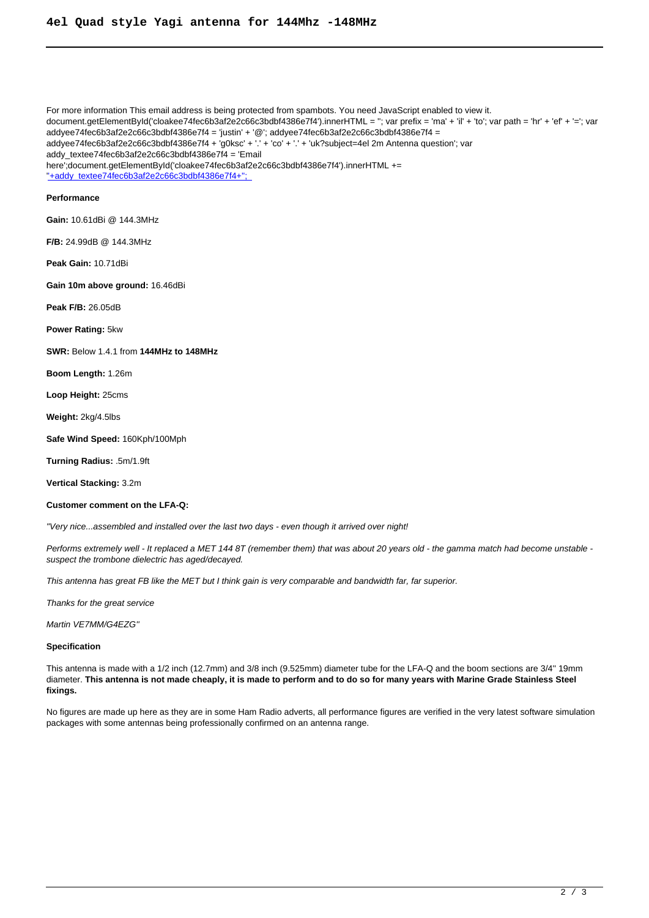# 4el Quad style Yagi antenna for 144Mhz -148MHz

For more information This email address is being protected from spambots. You need JavaScript enabled to view it.
document.getElementById('cloakee74fec6b3af2e2c66c3bdbf4386e7f4').innerHTML = ''; var prefix = 'ma' + 'il' + 'to'; var path = 'hr' + 'ef' + '='; var addyee74fec6b3af2e2c66c3bdbf4386e7f4 = 'justin' + '@'; addyee74fec6b3af2e2c66c3bdbf4386e7f4 = addyee74fec6b3af2e2c66c3bdbf4386e7f4 + 'g0ksc' + '.' + 'co' + '.' + 'uk?subject=4el 2m Antenna question'; var addy_textee74fec6b3af2e2c66c3bdbf4386e7f4 = 'Email here';document.getElementById('cloakee74fec6b3af2e2c66c3bdbf4386e7f4').innerHTML += '+addy_textee74fec6b3af2e2c66c3bdbf4386e7f4+'';

**Performance**

**Gain:** 10.61dBi @ 144.3MHz

**F/B:** 24.99dB @ 144.3MHz

**Peak Gain:** 10.71dBi

**Gain 10m above ground:** 16.46dBi

**Peak F/B:** 26.05dB

**Power Rating:** 5kw

**SWR:** Below 1.4.1 from **144MHz to 148MHz**

**Boom Length:** 1.26m

**Loop Height:** 25cms

**Weight:** 2kg/4.5lbs

**Safe Wind Speed:** 160Kph/100Mph

**Turning Radius:** .5m/1.9ft

**Vertical Stacking:** 3.2m

**Customer comment on the LFA-Q:**

*"Very nice...assembled and installed over the last two days - even though it arrived over night!*

*Performs extremely well - It replaced a MET 144 8T (remember them) that was about 20 years old - the gamma match had become unstable - suspect the trombone dielectric has aged/decayed.*

*This antenna has great FB like the MET but I think gain is very comparable and bandwidth far, far superior.*

*Thanks for the great service*

*Martin VE7MM/G4EZG"*

**Specification**

This antenna is made with a 1/2 inch (12.7mm) and 3/8 inch (9.525mm) diameter tube for the LFA-Q and the boom sections are 3/4" 19mm diameter. **This antenna is not made cheaply, it is made to perform and to do so for many years with Marine Grade Stainless Steel fixings.**

No figures are made up here as they are in some Ham Radio adverts, all performance figures are verified in the very latest software simulation packages with some antennas being professionally confirmed on an antenna range.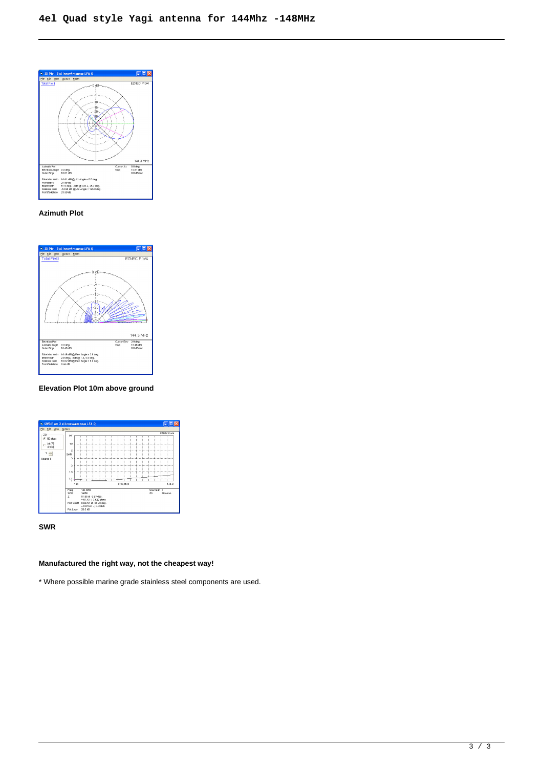# 4el Quad style Yagi antenna for 144Mhz -148MHz

**Azimuth Plot**

**Elevation Plot 10m above ground**

**SWR**

**Manufactured the right way, not the cheapest way!**

* Where possible marine grade stainless steel components are used.